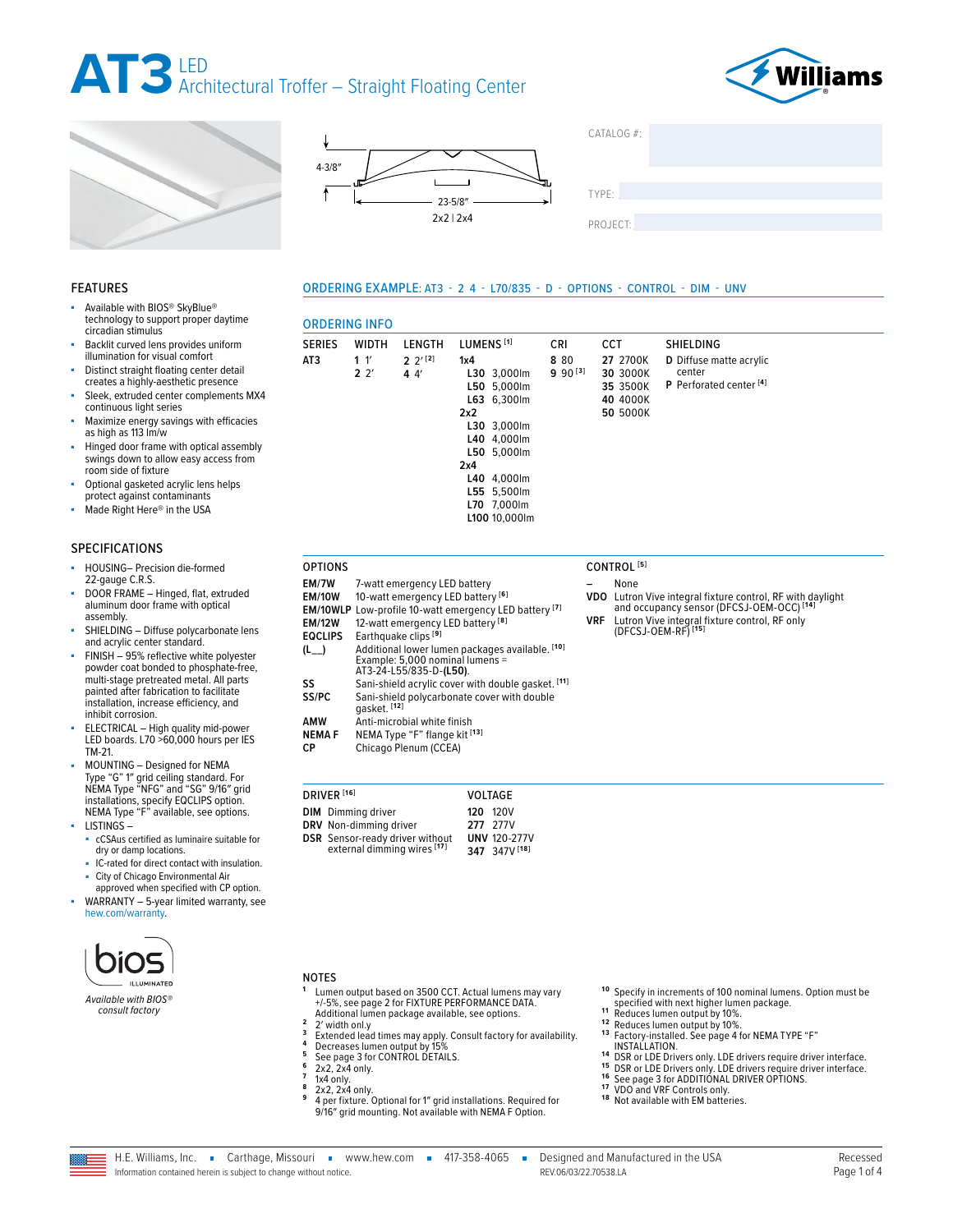# AT3 LED Architectural Troffer – Straight Floating Center

Williams

4-3/8″

23-5/8″

2x2 | 2x4

CATALOG #:

TYPE:

PROJECT:

## FEATURES

- Available with BIOS® SkyBlue® technology to support proper daytime circadian stimulus
- Backlit curved lens provides uniform illumination for visual comfort
- Distinct straight floating center detail creates a highly-aesthetic presence
- Sleek, extruded center complements MX4 continuous light series
- Maximize energy savings with efficacies as high as 113 lm/w
- Hinged door frame with optical assembly swings down to allow easy access from room side of fixture
- Optional gasketed acrylic lens helps protect against contaminants
- Made Right Here® in the USA

## SPECIFICATIONS

- HOUSING– Precision die-formed 22-gauge C.R.S.
- DOOR FRAME – Hinged, flat, extruded aluminum door frame with optical assembly.
- SHIELDING – Diffuse polycarbonate lens and acrylic center standard.
- FINISH – 95% reflective white polyester powder coat bonded to phosphate-free, multi-stage pretreated metal. All parts painted after fabrication to facilitate installation, increase efficiency, and inhibit corrosion.
- ELECTRICAL – High quality mid-power LED boards. L70 >60,000 hours per IES TM-21.
- MOUNTING – Designed for NEMA Type "G" 1" grid ceiling standard. For NEMA Type "NFG" and "SG" 9/16" grid installations, specify EQCLIPS option. NEMA Type "F" available, see options.
- LISTINGS –
  - cCSAus certified as luminaire suitable for dry or damp locations.
  - IC-rated for direct contact with insulation.
  - City of Chicago Environmental Air approved when specified with CP option.
- WARRANTY – 5-year limited warranty, see hew.com/warranty.

bios ILLUMINATED

*Available with BIOS® consult factory*

## ORDERING EXAMPLE: AT3 - 2 4 - L70/835 - D - OPTIONS - CONTROL - DIM - UNV

## ORDERING INFO

| SERIES | WIDTH | LENGTH | LUMENS [1] | CRI | CCT | SHIELDING |
|---|---|---|---|---|---|---|
| AT3 | 1 1′ | 2 2′ [2] | **1x4** | 8 80 | 27 2700K | D Diffuse matte acrylic center |
| | 2 2′ | 4 4′ | L30 3,000lm | 9 90 [3] | 30 3000K | P Perforated center [4] |
| | | | L50 5,000lm | | 35 3500K | |
| | | | L63 6,300lm | | 40 4000K | |
| | | | **2x2** | | 50 5000K | |
| | | | L30 3,000lm | | | |
| | | | L40 4,000lm | | | |
| | | | L50 5,000lm | | | |
| | | | **2x4** | | | |
| | | | L40 4,000lm | | | |
| | | | L55 5,500lm | | | |
| | | | L70 7,000lm | | | |
| | | | L100 10,000lm | | | |

### OPTIONS

| | |
|---|---|
| **EM/7W** | 7-watt emergency LED battery |
| **EM/10W** | 10-watt emergency LED battery [6] |
| **EM/10WLP** | Low-profile 10-watt emergency LED battery [7] |
| **EM/12W** | 12-watt emergency LED battery [8] |
| **EQCLIPS** | Earthquake clips [9] |
| **(L__)** | Additional lower lumen packages available. [10] Example: 5,000 nominal lumens = AT3-24-L55/835-D-**(L50)**. |
| **SS** | Sani-shield acrylic cover with double gasket. [11] |
| **SS/PC** | Sani-shield polycarbonate cover with double gasket. [12] |
| **AMW** | Anti-microbial white finish |
| **NEMA F** | NEMA Type "F" flange kit [13] |
| **CP** | Chicago Plenum (CCEA) |

### CONTROL [5]

| | |
|---|---|
| **–** | None |
| **VDO** | Lutron Vive integral fixture control, RF with daylight and occupancy sensor (DFCSJ-OEM-OCC) [14] |
| **VRF** | Lutron Vive integral fixture control, RF only (DFCSJ-OEM-RF) [15] |

### DRIVER [16]

| | |
|---|---|
| **DIM** | Dimming driver |
| **DRV** | Non-dimming driver |
| **DSR** | Sensor-ready driver without external dimming wires [17] |

### VOLTAGE

| | |
|---|---|
| **120** | 120V |
| **277** | 277V |
| **UNV** | 120-277V |
| **347** | 347V [18] |

### NOTES

1. Lumen output based on 3500 CCT. Actual lumens may vary +/-5%, see page 2 for FIXTURE PERFORMANCE DATA. Additional lumen package available, see options.
2. 2′ width onl.y
3. Extended lead times may apply. Consult factory for availability.
4. Decreases lumen output by 15%
5. See page 3 for CONTROL DETAILS.
6. 2x2, 2x4 only.
7. 1x4 only.
8. 2x2, 2x4 only.
9. 4 per fixture. Optional for 1" grid installations. Required for 9/16" grid mounting. Not available with NEMA F Option.
10. Specify in increments of 100 nominal lumens. Option must be specified with next higher lumen package.
11. Reduces lumen output by 10%.
12. Reduces lumen output by 10%.
13. Factory-installed. See page 4 for NEMA TYPE "F" INSTALLATION.
14. DSR or LDE Drivers only. LDE drivers require driver interface.
15. DSR or LDE Drivers only. LDE drivers require driver interface.
16. See page 3 for ADDITIONAL DRIVER OPTIONS.
17. VDO and VRF Controls only.
18. Not available with EM batteries.

H.E. Williams, Inc. ▪ Carthage, Missouri ▪ www.hew.com ▪ 417-358-4065 ▪ Designed and Manufactured in the USA

Information contained herein is subject to change without notice. REV.06/03/22.70538.LA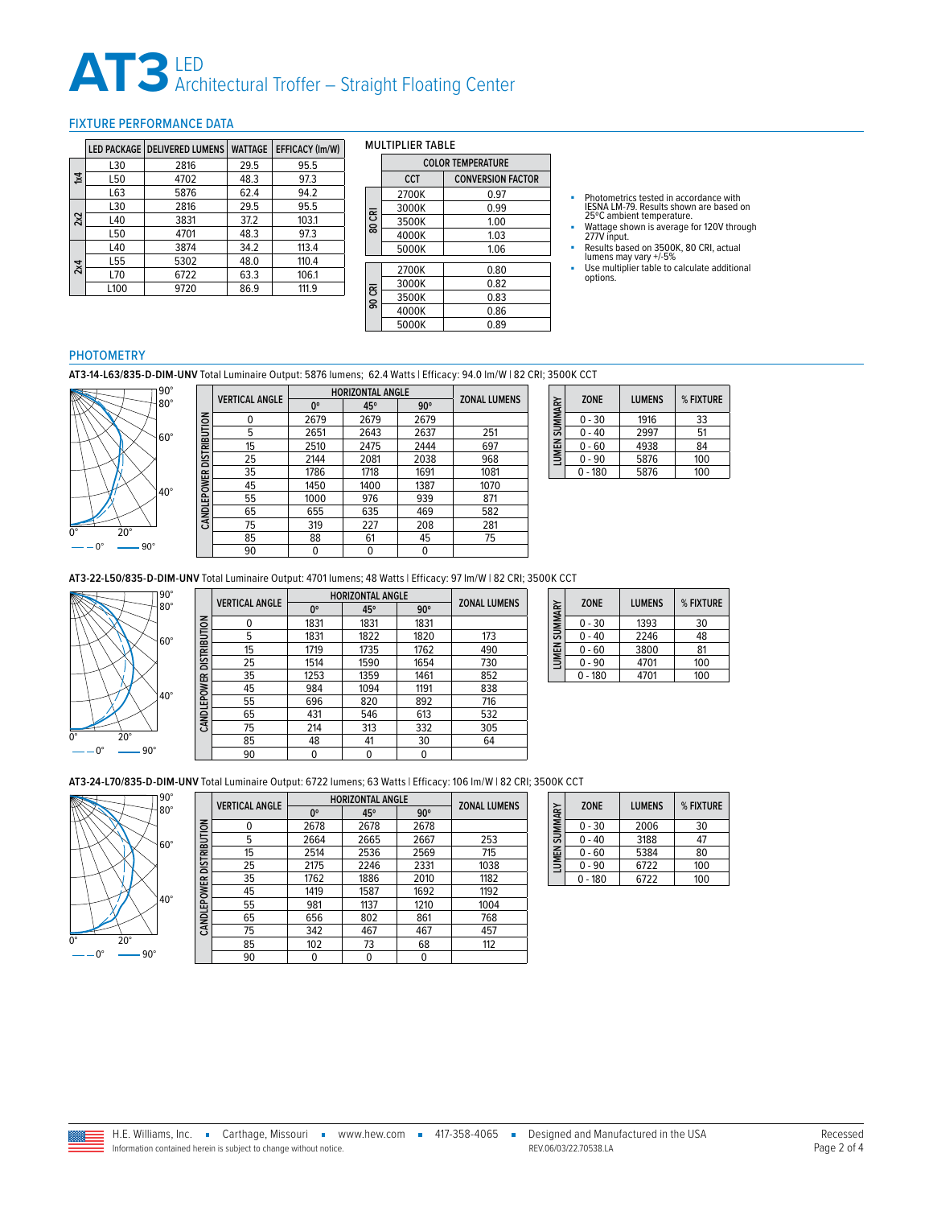# AT3 LED Architectural Troffer – Straight Floating Center

## FIXTURE PERFORMANCE DATA

| | LED PACKAGE | DELIVERED LUMENS | WATTAGE | EFFICACY (lm/W) |
|---|---|---|---|---|
| 1x4 | L30 | 2816 | 29.5 | 95.5 |
| | L50 | 4702 | 48.3 | 97.3 |
| | L63 | 5876 | 62.4 | 94.2 |
| 2x2 | L30 | 2816 | 29.5 | 95.5 |
| | L40 | 3831 | 37.2 | 103.1 |
| | L50 | 4701 | 48.3 | 97.3 |
| 2x4 | L40 | 3874 | 34.2 | 113.4 |
| | L55 | 5302 | 48.0 | 110.4 |
| | L70 | 6722 | 63.3 | 106.1 |
| | L100 | 9720 | 86.9 | 111.9 |

### MULTIPLIER TABLE

| | COLOR TEMPERATURE | |
|---|---|---|
| | CCT | CONVERSION FACTOR |
| 80 CRI | 2700K | 0.97 |
| | 3000K | 0.99 |
| | 3500K | 1.00 |
| | 4000K | 1.03 |
| | 5000K | 1.06 |
| 90 CRI | 2700K | 0.80 |
| | 3000K | 0.82 |
| | 3500K | 0.83 |
| | 4000K | 0.86 |
| | 5000K | 0.89 |

- Photometrics tested in accordance with IESNA LM-79. Results shown are based on 25°C ambient temperature.
- Wattage shown is average for 120V through 277V input.
- Results based on 3500K, 80 CRI, actual lumens may vary +/-5%
- Use multiplier table to calculate additional options.

## PHOTOMETRY

**AT3-14-L63/835-D-DIM-UNV** Total Luminaire Output: 5876 lumens; 62.4 Watts | Efficacy: 94.0 lm/W | 82 CRI; 3500K CCT

**CANDLEPOWER DISTRIBUTION**

| VERTICAL ANGLE | HORIZONTAL ANGLE 0° | 45° | 90° | ZONAL LUMENS |
|---|---|---|---|---|
| 0 | 2679 | 2679 | 2679 | |
| 5 | 2651 | 2643 | 2637 | 251 |
| 15 | 2510 | 2475 | 2444 | 697 |
| 25 | 2144 | 2081 | 2038 | 968 |
| 35 | 1786 | 1718 | 1691 | 1081 |
| 45 | 1450 | 1400 | 1387 | 1070 |
| 55 | 1000 | 976 | 939 | 871 |
| 65 | 655 | 635 | 469 | 582 |
| 75 | 319 | 227 | 208 | 281 |
| 85 | 88 | 61 | 45 | 75 |
| 90 | 0 | 0 | 0 | |

**LUMEN SUMMARY**

| ZONE | LUMENS | % FIXTURE |
|---|---|---|
| 0 - 30 | 1916 | 33 |
| 0 - 40 | 2997 | 51 |
| 0 - 60 | 4938 | 84 |
| 0 - 90 | 5876 | 100 |
| 0 - 180 | 5876 | 100 |

**AT3-22-L50/835-D-DIM-UNV** Total Luminaire Output: 4701 lumens; 48 Watts | Efficacy: 97 lm/W | 82 CRI; 3500K CCT

**CANDLEPOWER DISTRIBUTION**

| VERTICAL ANGLE | HORIZONTAL ANGLE 0° | 45° | 90° | ZONAL LUMENS |
|---|---|---|---|---|
| 0 | 1831 | 1831 | 1831 | |
| 5 | 1831 | 1822 | 1820 | 173 |
| 15 | 1719 | 1735 | 1762 | 490 |
| 25 | 1514 | 1590 | 1654 | 730 |
| 35 | 1253 | 1359 | 1461 | 852 |
| 45 | 984 | 1094 | 1191 | 838 |
| 55 | 696 | 820 | 892 | 716 |
| 65 | 431 | 546 | 613 | 532 |
| 75 | 214 | 313 | 332 | 305 |
| 85 | 48 | 41 | 30 | 64 |
| 90 | 0 | 0 | 0 | |

**LUMEN SUMMARY**

| ZONE | LUMENS | % FIXTURE |
|---|---|---|
| 0 - 30 | 1393 | 30 |
| 0 - 40 | 2246 | 48 |
| 0 - 60 | 3800 | 81 |
| 0 - 90 | 4701 | 100 |
| 0 - 180 | 4701 | 100 |

**AT3-24-L70/835-D-DIM-UNV** Total Luminaire Output: 6722 lumens; 63 Watts | Efficacy: 106 lm/W | 82 CRI; 3500K CCT

**CANDLEPOWER DISTRIBUTION**

| VERTICAL ANGLE | HORIZONTAL ANGLE 0° | 45° | 90° | ZONAL LUMENS |
|---|---|---|---|---|
| 0 | 2678 | 2678 | 2678 | |
| 5 | 2664 | 2665 | 2667 | 253 |
| 15 | 2514 | 2536 | 2569 | 715 |
| 25 | 2175 | 2246 | 2331 | 1038 |
| 35 | 1762 | 1886 | 2010 | 1182 |
| 45 | 1419 | 1587 | 1692 | 1192 |
| 55 | 981 | 1137 | 1210 | 1004 |
| 65 | 656 | 802 | 861 | 768 |
| 75 | 342 | 467 | 467 | 457 |
| 85 | 102 | 73 | 68 | 112 |
| 90 | 0 | 0 | 0 | |

**LUMEN SUMMARY**

| ZONE | LUMENS | % FIXTURE |
|---|---|---|
| 0 - 30 | 2006 | 30 |
| 0 - 40 | 3188 | 47 |
| 0 - 60 | 5384 | 80 |
| 0 - 90 | 6722 | 100 |
| 0 - 180 | 6722 | 100 |

H.E. Williams, Inc. ▪ Carthage, Missouri ▪ www.hew.com ▪ 417-358-4065 ▪ Designed and Manufactured in the USA

Information contained herein is subject to change without notice. REV.06/03/22.70538.LA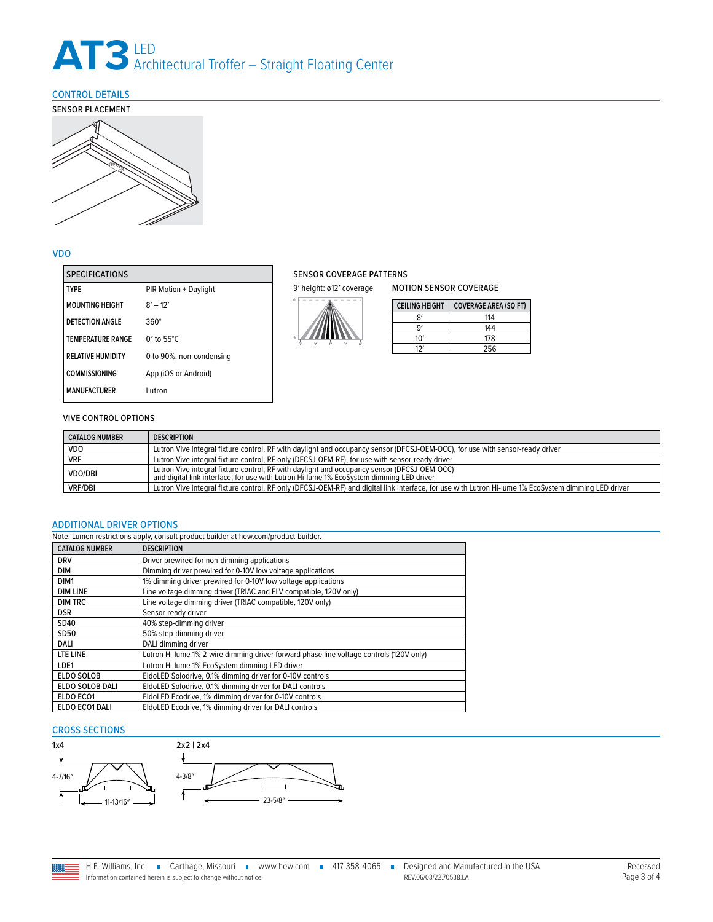# AT3 LED Architectural Troffer – Straight Floating Center

## CONTROL DETAILS

### SENSOR PLACEMENT

## VDO

| SPECIFICATIONS | |
|---|---|
| TYPE | PIR Motion + Daylight |
| MOUNTING HEIGHT | 8′ – 12′ |
| DETECTION ANGLE | 360° |
| TEMPERATURE RANGE | 0° to 55°C |
| RELATIVE HUMIDITY | 0 to 90%, non-condensing |
| COMMISSIONING | App (iOS or Android) |
| MANUFACTURER | Lutron |

### SENSOR COVERAGE PATTERNS

9′ height: ø12′ coverage

### MOTION SENSOR COVERAGE

| CEILING HEIGHT | COVERAGE AREA (SQ FT) |
|---|---|
| 8′ | 114 |
| 9′ | 144 |
| 10′ | 178 |
| 12′ | 256 |

### VIVE CONTROL OPTIONS

| CATALOG NUMBER | DESCRIPTION |
|---|---|
| VDO | Lutron Vive integral fixture control, RF with daylight and occupancy sensor (DFCSJ-OEM-OCC), for use with sensor-ready driver |
| VRF | Lutron Vive integral fixture control, RF only (DFCSJ-OEM-RF), for use with sensor-ready driver |
| VDO/DBI | Lutron Vive integral fixture control, RF with daylight and occupancy sensor (DFCSJ-OEM-OCC) and digital link interface, for use with Lutron Hi-lume 1% EcoSystem dimming LED driver |
| VRF/DBI | Lutron Vive integral fixture control, RF only (DFCSJ-OEM-RF) and digital link interface, for use with Lutron Hi-lume 1% EcoSystem dimming LED driver |

## ADDITIONAL DRIVER OPTIONS

Note: Lumen restrictions apply, consult product builder at hew.com/product-builder.

| CATALOG NUMBER | DESCRIPTION |
|---|---|
| DRV | Driver prewired for non-dimming applications |
| DIM | Dimming driver prewired for 0-10V low voltage applications |
| DIM1 | 1% dimming driver prewired for 0-10V low voltage applications |
| DIM LINE | Line voltage dimming driver (TRIAC and ELV compatible, 120V only) |
| DIM TRC | Line voltage dimming driver (TRIAC compatible, 120V only) |
| DSR | Sensor-ready driver |
| SD40 | 40% step-dimming driver |
| SD50 | 50% step-dimming driver |
| DALI | DALI dimming driver |
| LTE LINE | Lutron Hi-lume 1% 2-wire dimming driver forward phase line voltage controls (120V only) |
| LDE1 | Lutron Hi-lume 1% EcoSystem dimming LED driver |
| ELDO SOLOB | EldoLED Solodrive, 0.1% dimming driver for 0-10V controls |
| ELDO SOLOB DALI | EldoLED Solodrive, 0.1% dimming driver for DALI controls |
| ELDO ECO1 | EldoLED Ecodrive, 1% dimming driver for 0-10V controls |
| ELDO ECO1 DALI | EldoLED Ecodrive, 1% dimming driver for DALI controls |

## CROSS SECTIONS

**1x4**

4-7/16″

11-13/16″

**2x2 | 2x4**

4-3/8″

23-5/8″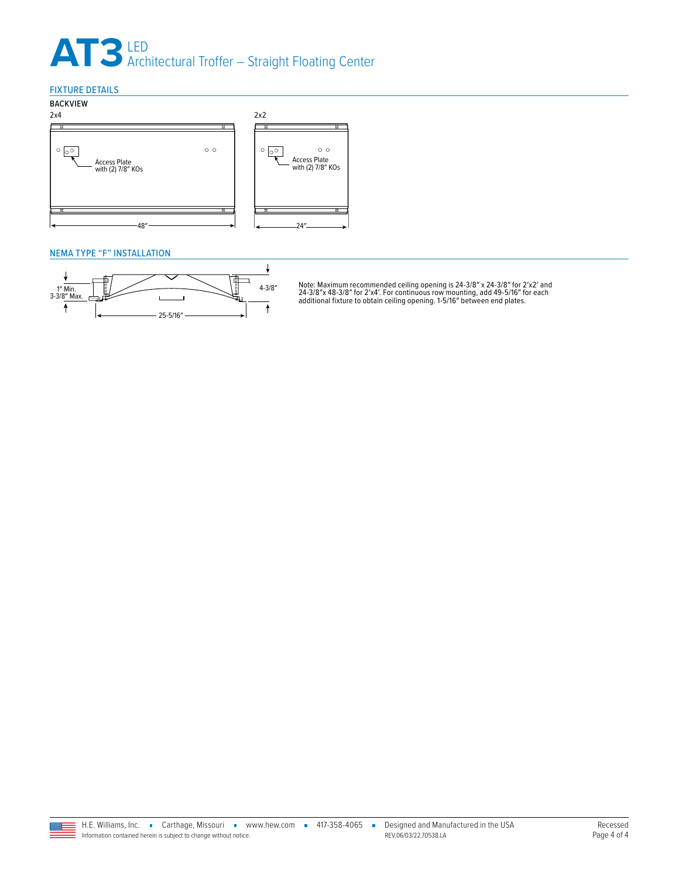# AT3 LED Architectural Troffer – Straight Floating Center

## FIXTURE DETAILS

### BACKVIEW

2x4

Access Plate with (2) 7/8" KOs

48"

2x2

Access Plate with (2) 7/8" KOs

24"

## NEMA TYPE "F" INSTALLATION

1" Min.
3-3/8" Max.

4-3/8"

25-5/16"

Note: Maximum recommended ceiling opening is 24-3/8" x 24-3/8" for 2'x2' and 24-3/8"x 48-3/8" for 2'x4'. For continuous row mounting, add 49-5/16" for each additional fixture to obtain ceiling opening. 1-5/16" between end plates.

H.E. Williams, Inc. ▪ Carthage, Missouri ▪ www.hew.com ▪ 417-358-4065 ▪ Designed and Manufactured in the USA

Information contained herein is subject to change without notice.

REV.06/03/22.70538.LA